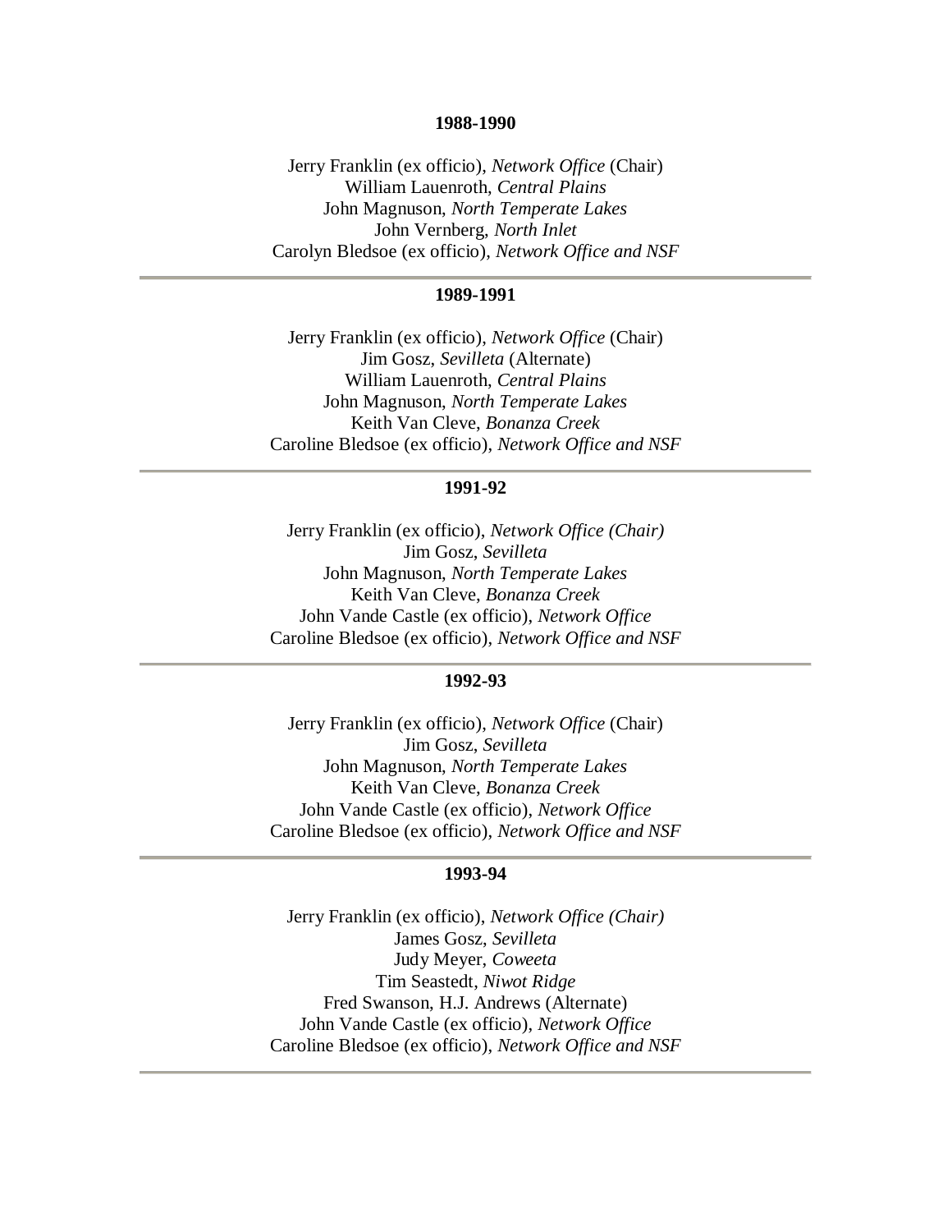**1988-1990**

Jerry Franklin (ex officio), *Network Office* (Chair)
William Lauenroth, *Central Plains*
John Magnuson, *North Temperate Lakes*
John Vernberg, *North Inlet*
Carolyn Bledsoe (ex officio), *Network Office and NSF*

---

**1989-1991**

Jerry Franklin (ex officio), *Network Office* (Chair)
Jim Gosz, *Sevilleta* (Alternate)
William Lauenroth, *Central Plains*
John Magnuson, *North Temperate Lakes*
Keith Van Cleve, *Bonanza Creek*
Caroline Bledsoe (ex officio), *Network Office and NSF*

---

**1991-92**

Jerry Franklin (ex officio), *Network Office (Chair)*
Jim Gosz, *Sevilleta*
John Magnuson, *North Temperate Lakes*
Keith Van Cleve, *Bonanza Creek*
John Vande Castle (ex officio), *Network Office*
Caroline Bledsoe (ex officio), *Network Office and NSF*

---

**1992-93**

Jerry Franklin (ex officio), *Network Office* (Chair)
Jim Gosz, *Sevilleta*
John Magnuson, *North Temperate Lakes*
Keith Van Cleve, *Bonanza Creek*
John Vande Castle (ex officio), *Network Office*
Caroline Bledsoe (ex officio), *Network Office and NSF*

---

**1993-94**

Jerry Franklin (ex officio), *Network Office (Chair)*
James Gosz, *Sevilleta*
Judy Meyer, *Coweeta*
Tim Seastedt, *Niwot Ridge*
Fred Swanson, H.J. Andrews (Alternate)
John Vande Castle (ex officio), *Network Office*
Caroline Bledsoe (ex officio), *Network Office and NSF*

---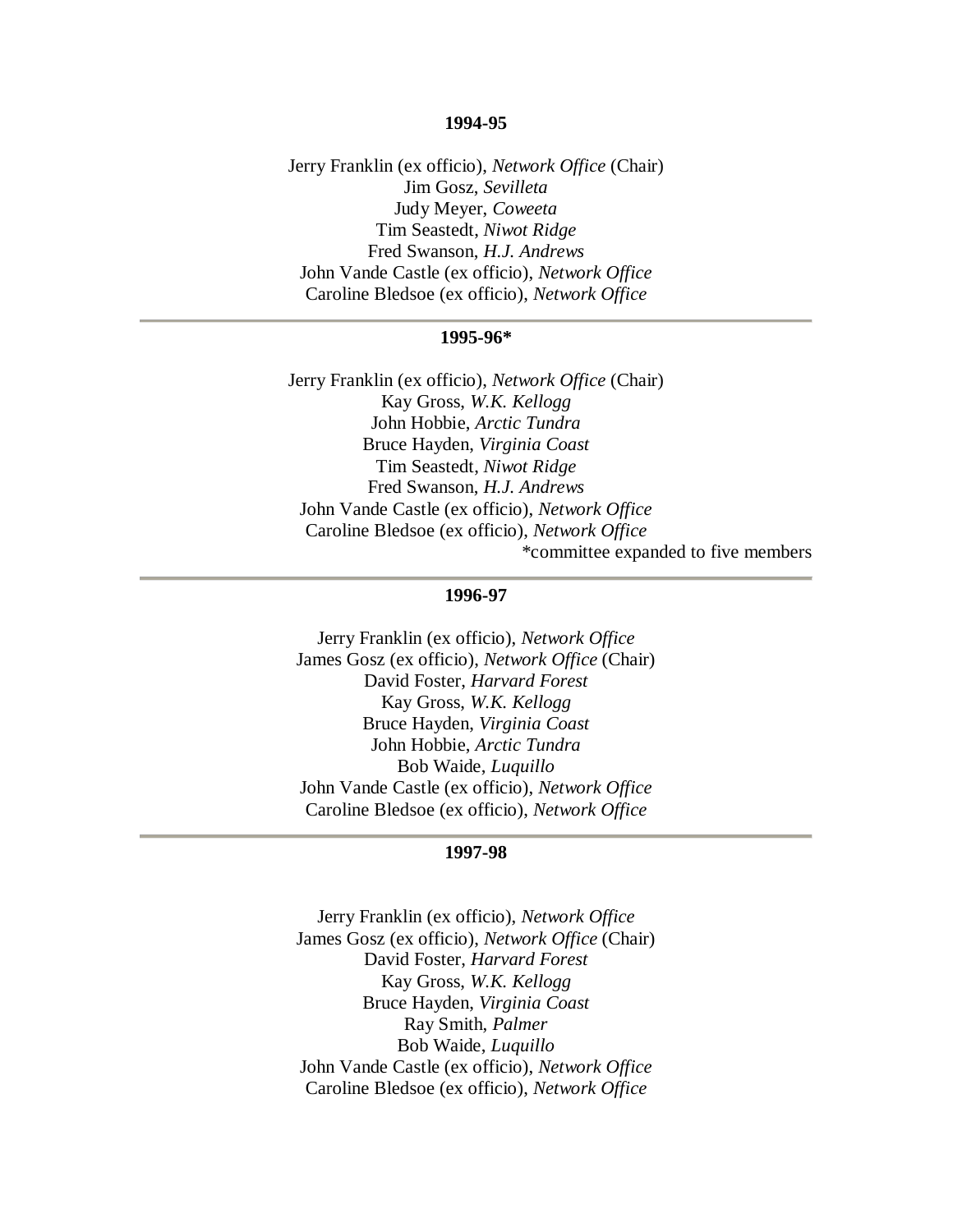**1994-95**

Jerry Franklin (ex officio), *Network Office* (Chair)
Jim Gosz, *Sevilleta*
Judy Meyer, *Coweeta*
Tim Seastedt, *Niwot Ridge*
Fred Swanson, *H.J. Andrews*
John Vande Castle (ex officio), *Network Office*
Caroline Bledsoe (ex officio), *Network Office*

---

**1995-96***

Jerry Franklin (ex officio), *Network Office* (Chair)
Kay Gross, *W.K. Kellogg*
John Hobbie, *Arctic Tundra*
Bruce Hayden, *Virginia Coast*
Tim Seastedt, *Niwot Ridge*
Fred Swanson, *H.J. Andrews*
John Vande Castle (ex officio), *Network Office*
Caroline Bledsoe (ex officio), *Network Office*

*committee expanded to five members

---

**1996-97**

Jerry Franklin (ex officio), *Network Office*
James Gosz (ex officio), *Network Office* (Chair)
David Foster, *Harvard Forest*
Kay Gross, *W.K. Kellogg*
Bruce Hayden, *Virginia Coast*
John Hobbie, *Arctic Tundra*
Bob Waide, *Luquillo*
John Vande Castle (ex officio), *Network Office*
Caroline Bledsoe (ex officio), *Network Office*

---

**1997-98**

Jerry Franklin (ex officio), *Network Office*
James Gosz (ex officio), *Network Office* (Chair)
David Foster, *Harvard Forest*
Kay Gross, *W.K. Kellogg*
Bruce Hayden, *Virginia Coast*
Ray Smith, *Palmer*
Bob Waide, *Luquillo*
John Vande Castle (ex officio), *Network Office*
Caroline Bledsoe (ex officio), *Network Office*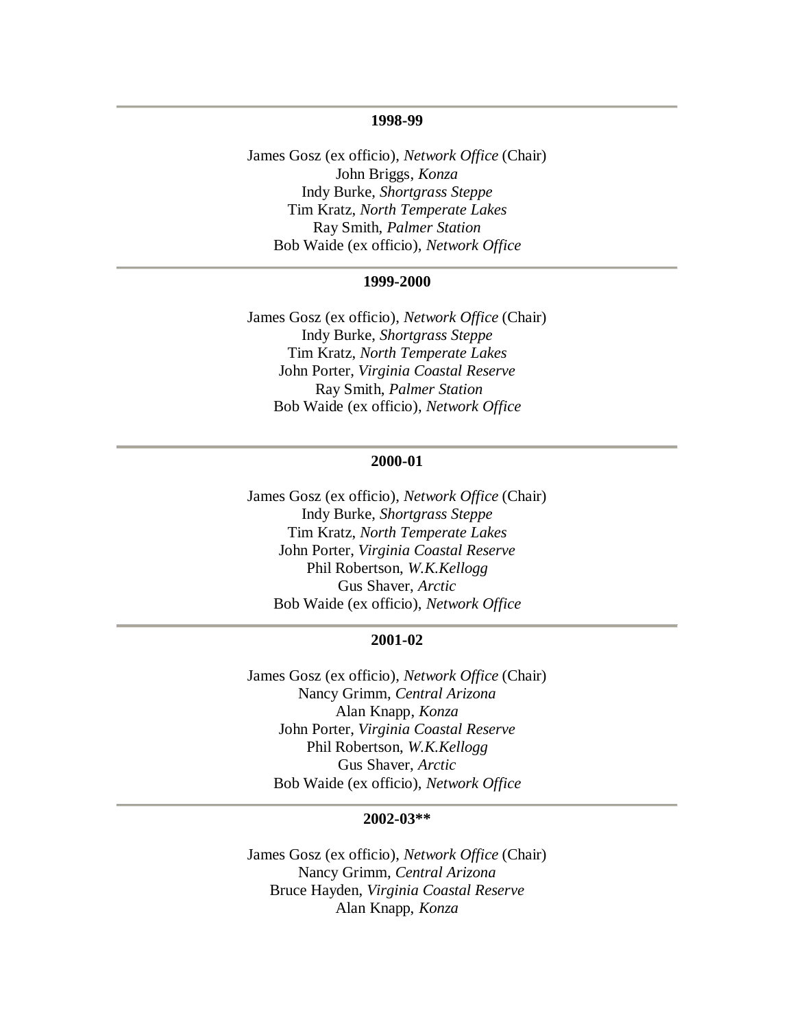---

**1998-99**

James Gosz (ex officio), *Network Office* (Chair)
John Briggs, *Konza*
Indy Burke, *Shortgrass Steppe*
Tim Kratz, *North Temperate Lakes*
Ray Smith, *Palmer Station*
Bob Waide (ex officio), *Network Office*

---

**1999-2000**

James Gosz (ex officio), *Network Office* (Chair)
Indy Burke, *Shortgrass Steppe*
Tim Kratz, *North Temperate Lakes*
John Porter, *Virginia Coastal Reserve*
Ray Smith, *Palmer Station*
Bob Waide (ex officio), *Network Office*

---

**2000-01**

James Gosz (ex officio), *Network Office* (Chair)
Indy Burke, *Shortgrass Steppe*
Tim Kratz, *North Temperate Lakes*
John Porter, *Virginia Coastal Reserve*
Phil Robertson, *W.K.Kellogg*
Gus Shaver, *Arctic*
Bob Waide (ex officio), *Network Office*

---

**2001-02**

James Gosz (ex officio), *Network Office* (Chair)
Nancy Grimm, *Central Arizona*
Alan Knapp, *Konza*
John Porter, *Virginia Coastal Reserve*
Phil Robertson, *W.K.Kellogg*
Gus Shaver, *Arctic*
Bob Waide (ex officio), *Network Office*

---

**2002-03****

James Gosz (ex officio), *Network Office* (Chair)
Nancy Grimm, *Central Arizona*
Bruce Hayden, *Virginia Coastal Reserve*
Alan Knapp, *Konza*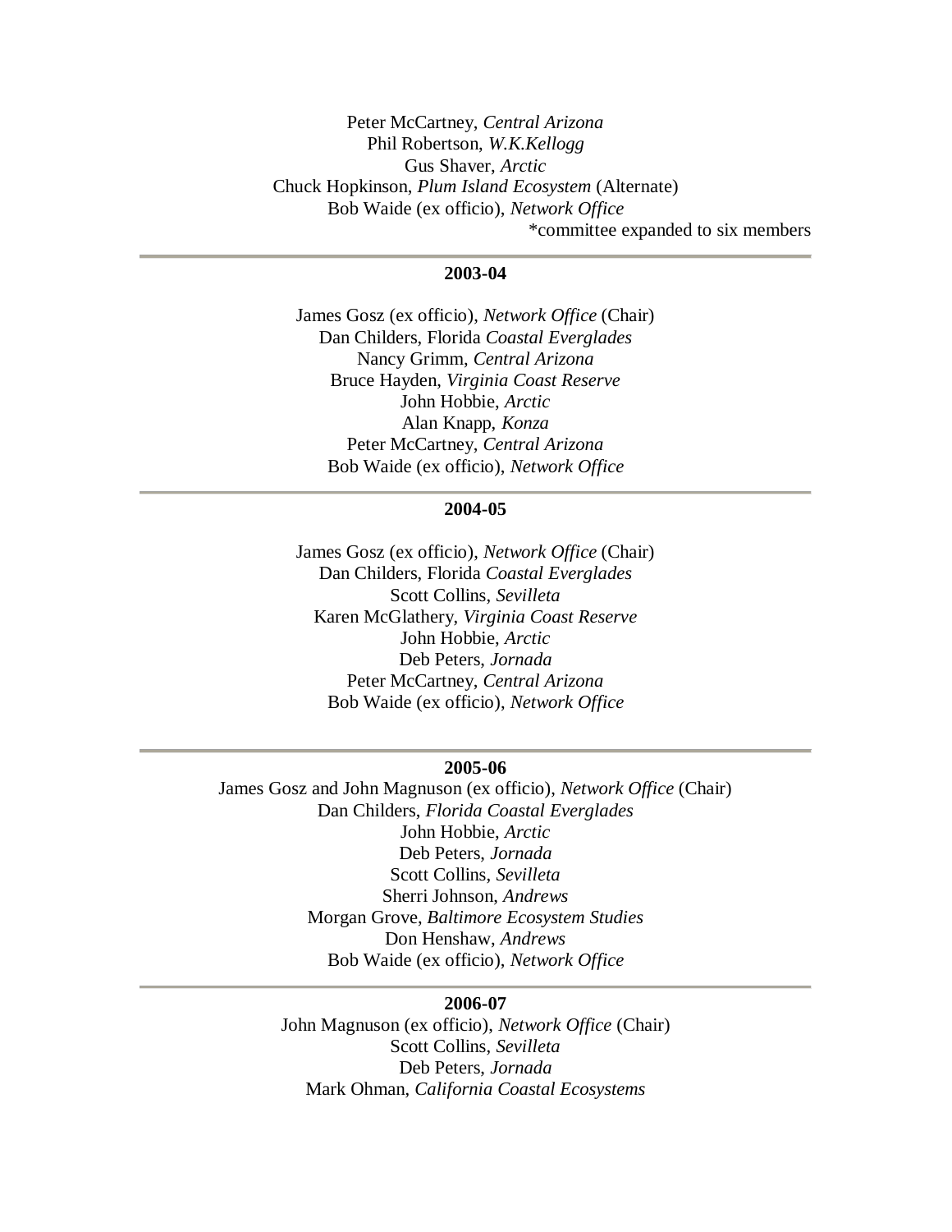Peter McCartney, *Central Arizona*
Phil Robertson, *W.K.Kellogg*
Gus Shaver, *Arctic*
Chuck Hopkinson, *Plum Island Ecosystem* (Alternate)
Bob Waide (ex officio), *Network Office*

*committee expanded to six members

---

**2003-04**

James Gosz (ex officio), *Network Office* (Chair)
Dan Childers, Florida *Coastal Everglades*
Nancy Grimm, *Central Arizona*
Bruce Hayden, *Virginia Coast Reserve*
John Hobbie, *Arctic*
Alan Knapp, *Konza*
Peter McCartney, *Central Arizona*
Bob Waide (ex officio), *Network Office*

---

**2004-05**

James Gosz (ex officio), *Network Office* (Chair)
Dan Childers, Florida *Coastal Everglades*
Scott Collins, *Sevilleta*
Karen McGlathery, *Virginia Coast Reserve*
John Hobbie, *Arctic*
Deb Peters, *Jornada*
Peter McCartney, *Central Arizona*
Bob Waide (ex officio), *Network Office*

---

**2005-06**

James Gosz and John Magnuson (ex officio), *Network Office* (Chair)
Dan Childers, *Florida Coastal Everglades*
John Hobbie, *Arctic*
Deb Peters, *Jornada*
Scott Collins, *Sevilleta*
Sherri Johnson, *Andrews*
Morgan Grove, *Baltimore Ecosystem Studies*
Don Henshaw, *Andrews*
Bob Waide (ex officio), *Network Office*

---

**2006-07**

John Magnuson (ex officio), *Network Office* (Chair)
Scott Collins, *Sevilleta*
Deb Peters, *Jornada*
Mark Ohman, *California Coastal Ecosystems*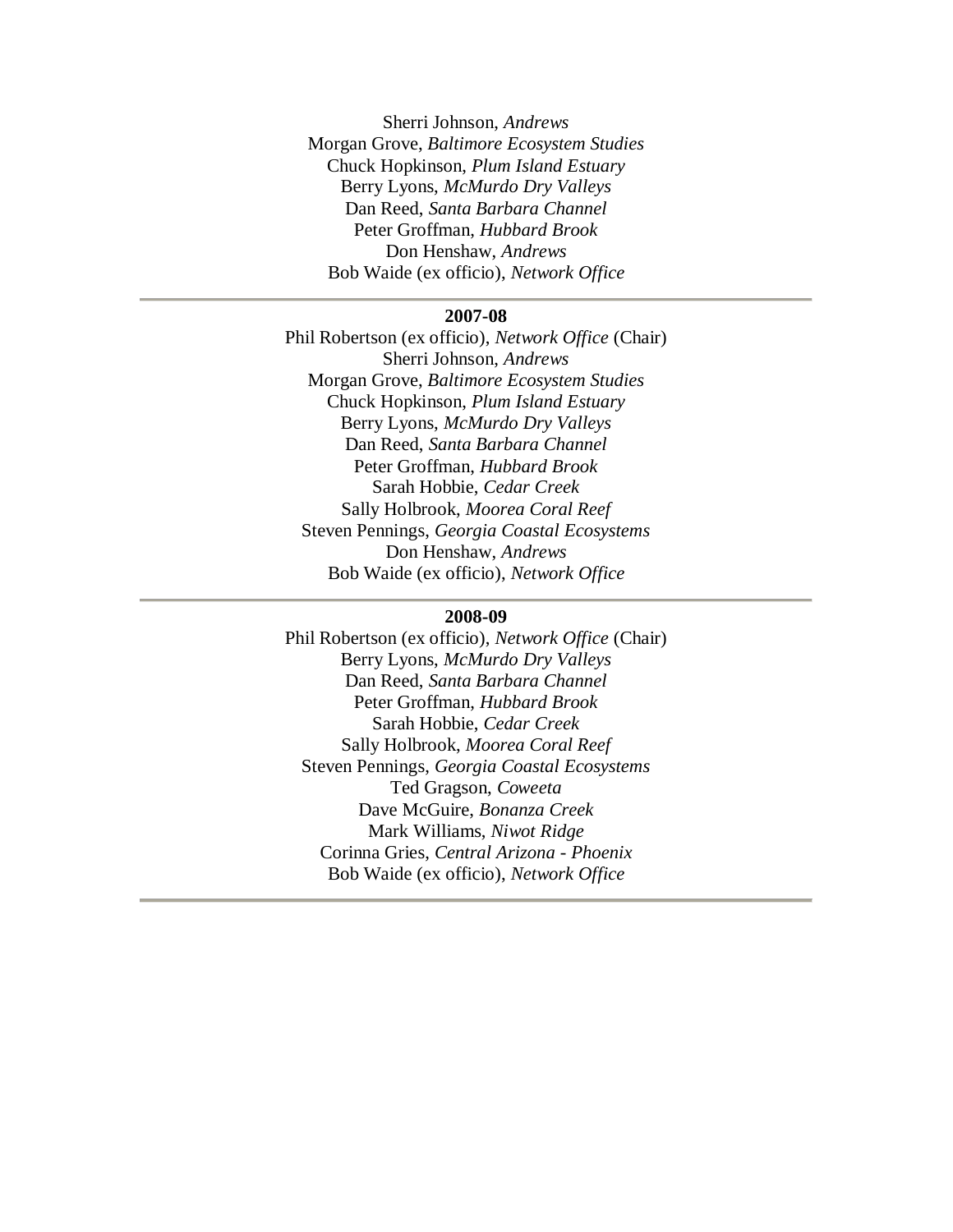Sherri Johnson, *Andrews*
Morgan Grove, *Baltimore Ecosystem Studies*
Chuck Hopkinson, *Plum Island Estuary*
Berry Lyons, *McMurdo Dry Valleys*
Dan Reed, *Santa Barbara Channel*
Peter Groffman, *Hubbard Brook*
Don Henshaw, *Andrews*
Bob Waide (ex officio), *Network Office*

---

**2007-08**

Phil Robertson (ex officio), *Network Office* (Chair)
Sherri Johnson, *Andrews*
Morgan Grove, *Baltimore Ecosystem Studies*
Chuck Hopkinson, *Plum Island Estuary*
Berry Lyons, *McMurdo Dry Valleys*
Dan Reed, *Santa Barbara Channel*
Peter Groffman, *Hubbard Brook*
Sarah Hobbie, *Cedar Creek*
Sally Holbrook, *Moorea Coral Reef*
Steven Pennings, *Georgia Coastal Ecosystems*
Don Henshaw, *Andrews*
Bob Waide (ex officio), *Network Office*

---

**2008-09**

Phil Robertson (ex officio), *Network Office* (Chair)
Berry Lyons, *McMurdo Dry Valleys*
Dan Reed, *Santa Barbara Channel*
Peter Groffman, *Hubbard Brook*
Sarah Hobbie, *Cedar Creek*
Sally Holbrook, *Moorea Coral Reef*
Steven Pennings, *Georgia Coastal Ecosystems*
Ted Gragson, *Coweeta*
Dave McGuire, *Bonanza Creek*
Mark Williams, *Niwot Ridge*
Corinna Gries, *Central Arizona - Phoenix*
Bob Waide (ex officio), *Network Office*

---